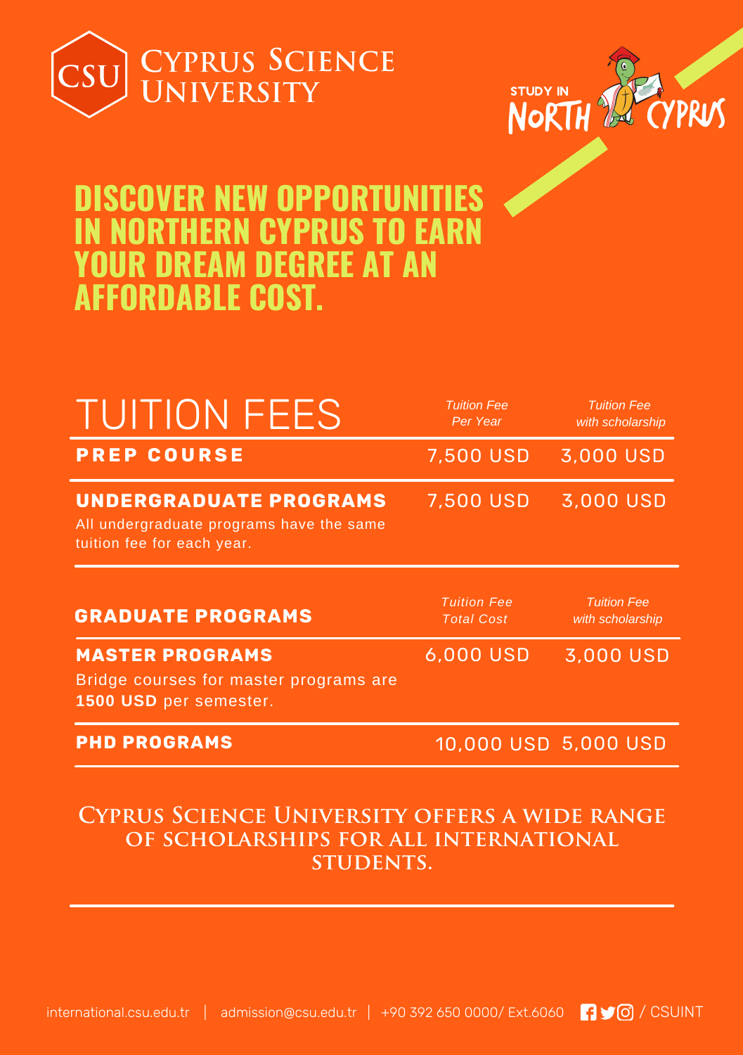# Cyprus Science University

STUDY IN NORTH CYPRUS

## DISCOVER NEW OPPORTUNITIES IN NORTHERN CYPRUS TO EARN YOUR DREAM DEGREE AT AN AFFORDABLE COST.

## TUITION FEES

| | *Tuition Fee Per Year* | *Tuition Fee with scholarship* |
|---|---|---|
| **PREP COURSE** | 7,500 USD | 3,000 USD |
| **UNDERGRADUATE PROGRAMS**<br>All undergraduate programs have the same tuition fee for each year. | 7,500 USD | 3,000 USD |

| **GRADUATE PROGRAMS** | *Tuition Fee Total Cost* | *Tuition Fee with scholarship* |
|---|---|---|
| **MASTER PROGRAMS**<br>Bridge courses for master programs are **1500 USD** per semester. | 6,000 USD | 3,000 USD |
| **PHD PROGRAMS** | 10,000 USD | 5,000 USD |

**Cyprus Science University offers a wide range of scholarships for all international students.**

international.csu.edu.tr | admission@csu.edu.tr | +90 392 650 0000/ Ext.6060 / CSUINT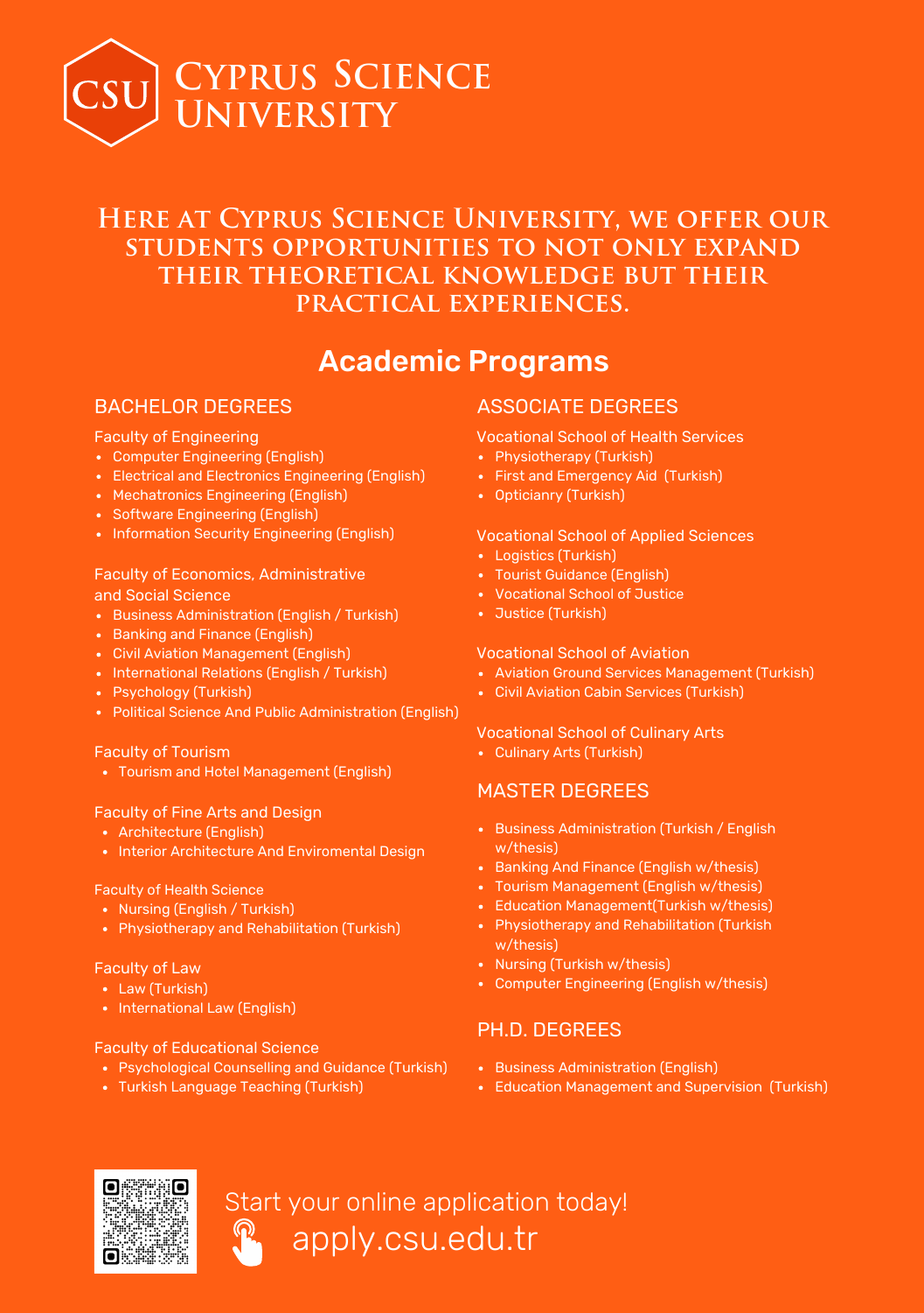# Cyprus Science University

## Here at Cyprus Science University, we offer our students opportunities to not only expand their theoretical knowledge but their practical experiences.

## Academic Programs

### BACHELOR DEGREES

**Faculty of Engineering**

- Computer Engineering (English)
- Electrical and Electronics Engineering (English)
- Mechatronics Engineering (English)
- Software Engineering (English)
- Information Security Engineering (English)

**Faculty of Economics, Administrative and Social Science**

- Business Administration (English / Turkish)
- Banking and Finance (English)
- Civil Aviation Management (English)
- International Relations (English / Turkish)
- Psychology (Turkish)
- Political Science And Public Administration (English)

**Faculty of Tourism**

- Tourism and Hotel Management (English)

**Faculty of Fine Arts and Design**

- Architecture (English)
- Interior Architecture And Enviromental Design

**Faculty of Health Science**

- Nursing (English / Turkish)
- Physiotherapy and Rehabilitation (Turkish)

**Faculty of Law**

- Law (Turkish)
- International Law (English)

**Faculty of Educational Science**

- Psychological Counselling and Guidance (Turkish)
- Turkish Language Teaching (Turkish)

### ASSOCIATE DEGREES

**Vocational School of Health Services**

- Physiotherapy (Turkish)
- First and Emergency Aid (Turkish)
- Opticianry (Turkish)

**Vocational School of Applied Sciences**

- Logistics (Turkish)
- Tourist Guidance (English)
- Vocational School of Justice
- Justice (Turkish)

**Vocational School of Aviation**

- Aviation Ground Services Management (Turkish)
- Civil Aviation Cabin Services (Turkish)

**Vocational School of Culinary Arts**

- Culinary Arts (Turkish)

### MASTER DEGREES

- Business Administration (Turkish / English w/thesis)
- Banking And Finance (English w/thesis)
- Tourism Management (English w/thesis)
- Education Management(Turkish w/thesis)
- Physiotherapy and Rehabilitation (Turkish w/thesis)
- Nursing (Turkish w/thesis)
- Computer Engineering (English w/thesis)

### PH.D. DEGREES

- Business Administration (English)
- Education Management and Supervision (Turkish)

Start your online application today!

apply.csu.edu.tr